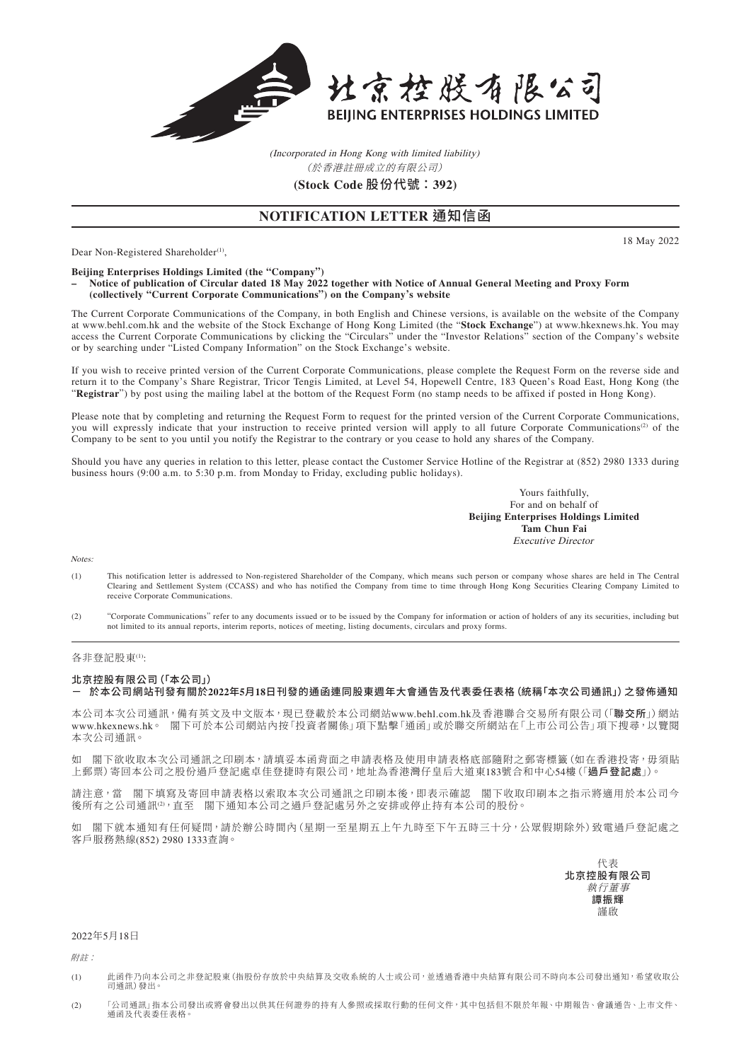# 北京控股有限公司

# BEIJING ENTERPRISES HOLDINGS LIMITED

*(Incorporated in Hong Kong with limited liability)*
*(於香港註冊成立的有限公司)*

**(Stock Code 股份代號：392)**

## NOTIFICATION LETTER 通知信函

18 May 2022

Dear Non-Registered Shareholder[(1)],

**Beijing Enterprises Holdings Limited (the "Company")**
**– Notice of publication of Circular dated 18 May 2022 together with Notice of Annual General Meeting and Proxy Form (collectively "Current Corporate Communications") on the Company's website**

The Current Corporate Communications of the Company, in both English and Chinese versions, is available on the website of the Company at www.behl.com.hk and the website of the Stock Exchange of Hong Kong Limited (the "**Stock Exchange**") at www.hkexnews.hk. You may access the Current Corporate Communications by clicking the "Circulars" under the "Investor Relations" section of the Company's website or by searching under "Listed Company Information" on the Stock Exchange's website.

If you wish to receive printed version of the Current Corporate Communications, please complete the Request Form on the reverse side and return it to the Company's Share Registrar, Tricor Tengis Limited, at Level 54, Hopewell Centre, 183 Queen's Road East, Hong Kong (the "**Registrar**") by post using the mailing label at the bottom of the Request Form (no stamp needs to be affixed if posted in Hong Kong).

Please note that by completing and returning the Request Form to request for the printed version of the Current Corporate Communications, you will expressly indicate that your instruction to receive printed version will apply to all future Corporate Communications[(2)] of the Company to be sent to you until you notify the Registrar to the contrary or you cease to hold any shares of the Company.

Should you have any queries in relation to this letter, please contact the Customer Service Hotline of the Registrar at (852) 2980 1333 during business hours (9:00 a.m. to 5:30 p.m. from Monday to Friday, excluding public holidays).

Yours faithfully,
For and on behalf of
**Beijing Enterprises Holdings Limited**
**Tam Chun Fai**
*Executive Director*

*Notes:*

(1) This notification letter is addressed to Non-registered Shareholder of the Company, which means such person or company whose shares are held in The Central Clearing and Settlement System (CCASS) and who has notified the Company from time to time through Hong Kong Securities Clearing Company Limited to receive Corporate Communications.

(2) "Corporate Communications" refer to any documents issued or to be issued by the Company for information or action of holders of any its securities, including but not limited to its annual reports, interim reports, notices of meeting, listing documents, circulars and proxy forms.

---

各非登記股東[(1)]:

**北京控股有限公司(「本公司」)**
**– 於本公司網站刊發有關於2022年5月18日刊發的通函連同股東週年大會通告及代表委任表格(統稱「本次公司通訊」)之發佈通知**

本公司本次公司通訊，備有英文及中文版本，現已登載於本公司網站www.behl.com.hk及香港聯合交易所有限公司(「**聯交所**」)網站www.hkexnews.hk。 閣下可於本公司網站內按「投資者關係」項下點擊「通函」或於聯交所網站在「上市公司公告」項下搜尋，以覽閱本次公司通訊。

如 閣下欲收取本次公司通訊之印刷本，請填妥本函背面之申請表格及使用申請表格底部隨附之郵寄標籤(如在香港投寄，毋須貼上郵票)寄回本公司之股份過戶登記處卓佳登捷時有限公司，地址為香港灣仔皇后大道東183號合和中心54樓(「**過戶登記處**」)。

請注意，當 閣下填寫及寄回申請表格以索取本次公司通訊之印刷本後，即表示確認 閣下收取印刷本之指示將適用於本公司今後所有之公司通訊[(2)]，直至 閣下通知本公司之過戶登記處另外之安排或停止持有本公司的股份。

如 閣下就本通知有任何疑問，請於辦公時間內(星期一至星期五上午九時至下午五時三十分，公眾假期除外)致電過戶登記處之客戶服務熱線(852) 2980 1333查詢。

代表
**北京控股有限公司**
*執行董事*
**譚振輝**
謹啟

2022年5月18日

*附註：*

(1) 此函件乃向本公司之非登記股東(指股份存放於中央結算及交收系統的人士或公司，並透過香港中央結算有限公司不時向本公司發出通知，希望收取公司通訊)發出。

(2) 「公司通訊」指本公司發出或將會發出以供其任何證券的持有人參照或採取行動的任何文件，其中包括但不限於年報、中期報告、會議通告、上市文件、通函及代表委任表格。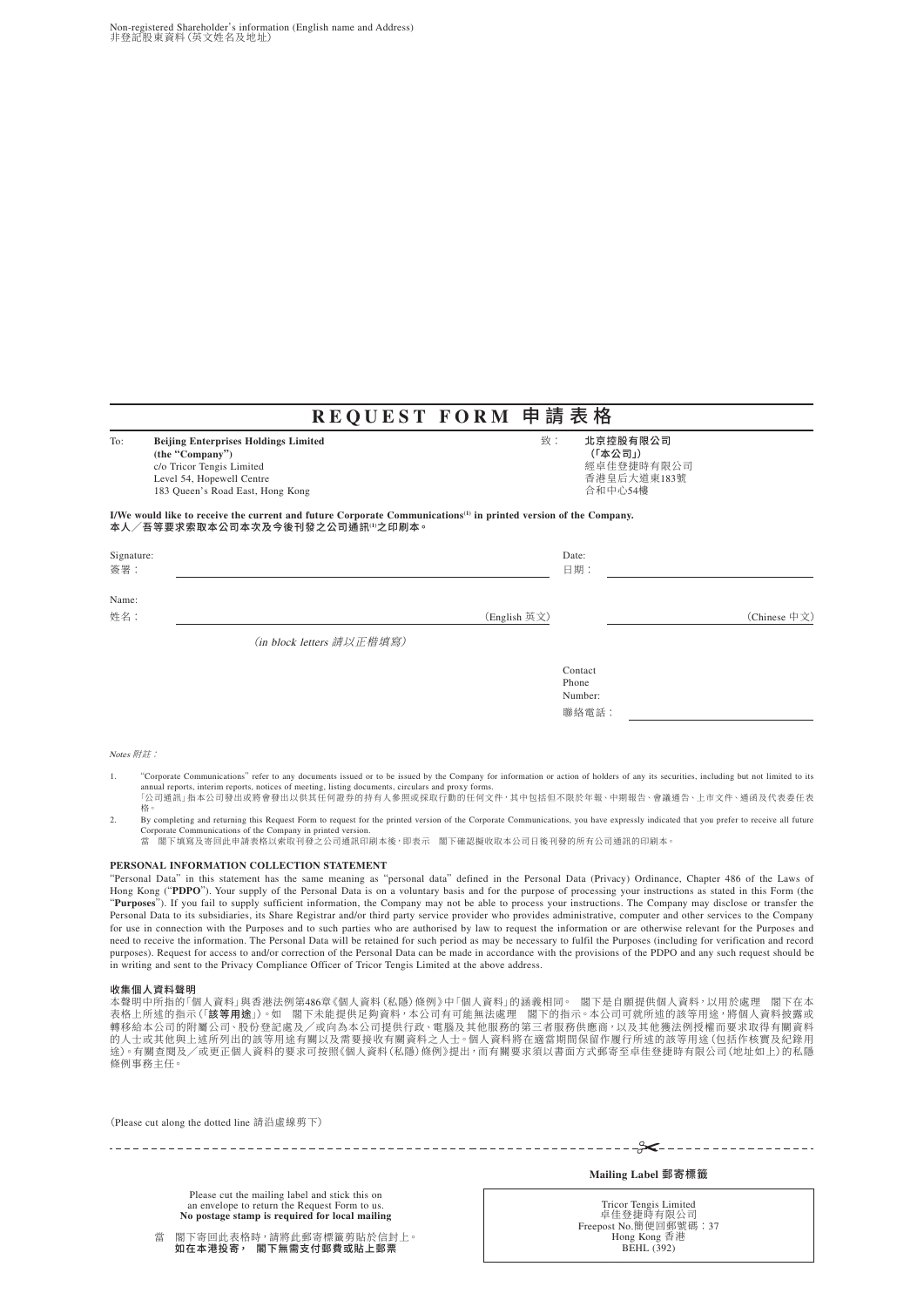Non-registered Shareholder's information (English name and Address)
非登記股東資料（英文姓名及地址）

# REQUEST FORM 申請表格

To: **Beijing Enterprises Holdings Limited**
**(the "Company")**
c/o Tricor Tengis Limited
Level 54, Hopewell Centre
183 Queen's Road East, Hong Kong

致： **北京控股有限公司**
**（「本公司」）**
經卓佳登捷時有限公司
香港皇后大道東183號
合和中心54樓

**I/We would like to receive the current and future Corporate Communications[(1)] in printed version of the Company.**
**本人╱吾等要求索取本公司本次及今後刊發之公司通訊[(1)]之印刷本。**

Signature:
簽署：

Date:
日期：

Name:
姓名： (English 英文) (Chinese 中文)

*(in block letters 請以正楷填寫)*

Contact Phone Number:
聯絡電話：

*Notes 附註：*

1. "Corporate Communications" refer to any documents issued or to be issued by the Company for information or action of holders of any its securities, including but not limited to its annual reports, interim reports, notices of meeting, listing documents, circulars and proxy forms.
「公司通訊」指本公司發出或將會發出以供其任何證券的持有人參照或採取行動的任何文件，其中包括但不限於年報、中期報告、會議通告、上市文件、通函及代表委任表格。
2. By completing and returning this Request Form to request for the printed version of the Corporate Communications, you have expressly indicated that you prefer to receive all future Corporate Communications of the Company in printed version.
當 閣下填寫及寄回此申請表格以索取刊發之公司通訊印刷本後，即表示 閣下確認擬收取本公司日後刊發的所有公司通訊的印刷本。

**PERSONAL INFORMATION COLLECTION STATEMENT**

"Personal Data" in this statement has the same meaning as "personal data" defined in the Personal Data (Privacy) Ordinance, Chapter 486 of the Laws of Hong Kong ("**PDPO**"). Your supply of the Personal Data is on a voluntary basis and for the purpose of processing your instructions as stated in this Form (the "**Purposes**"). If you fail to supply sufficient information, the Company may not be able to process your instructions. The Company may disclose or transfer the Personal Data to its subsidiaries, its Share Registrar and/or third party service provider who provides administrative, computer and other services to the Company for use in connection with the Purposes and to such parties who are authorised by law to request the information or are otherwise relevant for the Purposes and need to receive the information. The Personal Data will be retained for such period as may be necessary to fulfil the Purposes (including for verification and record purposes). Request for access to and/or correction of the Personal Data can be made in accordance with the provisions of the PDPO and any such request should be in writing and sent to the Privacy Compliance Officer of Tricor Tengis Limited at the above address.

**收集個人資料聲明**

本聲明中所指的「個人資料」與香港法例第486章《個人資料（私隱）條例》中「個人資料」的涵義相同。 閣下是自願提供個人資料，以用於處理 閣下在本表格上所述的指示（「**該等用途**」）。如 閣下未能提供足夠資料，本公司可能無法處理 閣下的指示。本公司可就所述的該等用途，將個人資料披露或轉移給本公司的附屬公司、股份登記處及╱或向為本公司提供行政、電腦及其他服務的第三者服務供應商，以及其他獲法例授權而要求取得有關資料的人士或其他與上述所列出的該等用途有關以及需要接收有關資料之人士。個人資料將在適當期間保留作履行所述的該等用途（包括作核實及紀錄用途）。有關查閱及╱或更正個人資料的要求可按照《個人資料（私隱）條例》提出，而有關要求須以書面方式郵寄至卓佳登捷時有限公司（地址如上）的私隱條例事務主任。

(Please cut along the dotted line 請沿虛線剪下)

Please cut the mailing label and stick this on an envelope to return the Request Form to us.
**No postage stamp is required for local mailing**

當 閣下寄回此表格時，請將此郵寄標籤剪貼於信封上。
**如在本港投寄， 閣下無需支付郵費或貼上郵票**

**Mailing Label 郵寄標籤**

Tricor Tengis Limited
卓佳登捷時有限公司
Freepost No.簡便回郵號碼：37
Hong Kong 香港
BEHL (392)